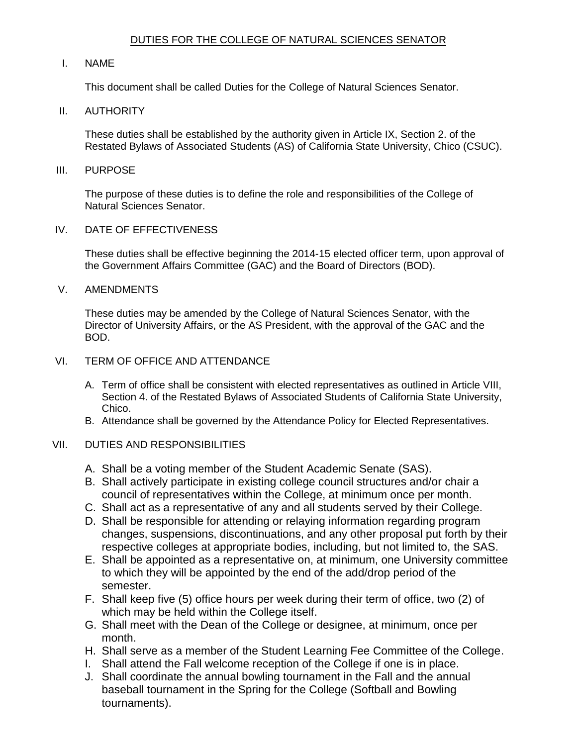# DUTIES FOR THE COLLEGE OF NATURAL SCIENCES SENATOR

## I. NAME

This document shall be called Duties for the College of Natural Sciences Senator.

## II. AUTHORITY

These duties shall be established by the authority given in Article IX, Section 2. of the Restated Bylaws of Associated Students (AS) of California State University, Chico (CSUC).

## III. PURPOSE

The purpose of these duties is to define the role and responsibilities of the College of Natural Sciences Senator.

## IV. DATE OF EFFECTIVENESS

These duties shall be effective beginning the 2014-15 elected officer term, upon approval of the Government Affairs Committee (GAC) and the Board of Directors (BOD).

## V. AMENDMENTS

These duties may be amended by the College of Natural Sciences Senator, with the Director of University Affairs, or the AS President, with the approval of the GAC and the BOD.

## VI. TERM OF OFFICE AND ATTENDANCE

A. Term of office shall be consistent with elected representatives as outlined in Article VIII, Section 4. of the Restated Bylaws of Associated Students of California State University, Chico.
B. Attendance shall be governed by the Attendance Policy for Elected Representatives.

## VII. DUTIES AND RESPONSIBILITIES

A. Shall be a voting member of the Student Academic Senate (SAS).
B. Shall actively participate in existing college council structures and/or chair a council of representatives within the College, at minimum once per month.
C. Shall act as a representative of any and all students served by their College.
D. Shall be responsible for attending or relaying information regarding program changes, suspensions, discontinuations, and any other proposal put forth by their respective colleges at appropriate bodies, including, but not limited to, the SAS.
E. Shall be appointed as a representative on, at minimum, one University committee to which they will be appointed by the end of the add/drop period of the semester.
F. Shall keep five (5) office hours per week during their term of office, two (2) of which may be held within the College itself.
G. Shall meet with the Dean of the College or designee, at minimum, once per month.
H. Shall serve as a member of the Student Learning Fee Committee of the College.
I. Shall attend the Fall welcome reception of the College if one is in place.
J. Shall coordinate the annual bowling tournament in the Fall and the annual baseball tournament in the Spring for the College (Softball and Bowling tournaments).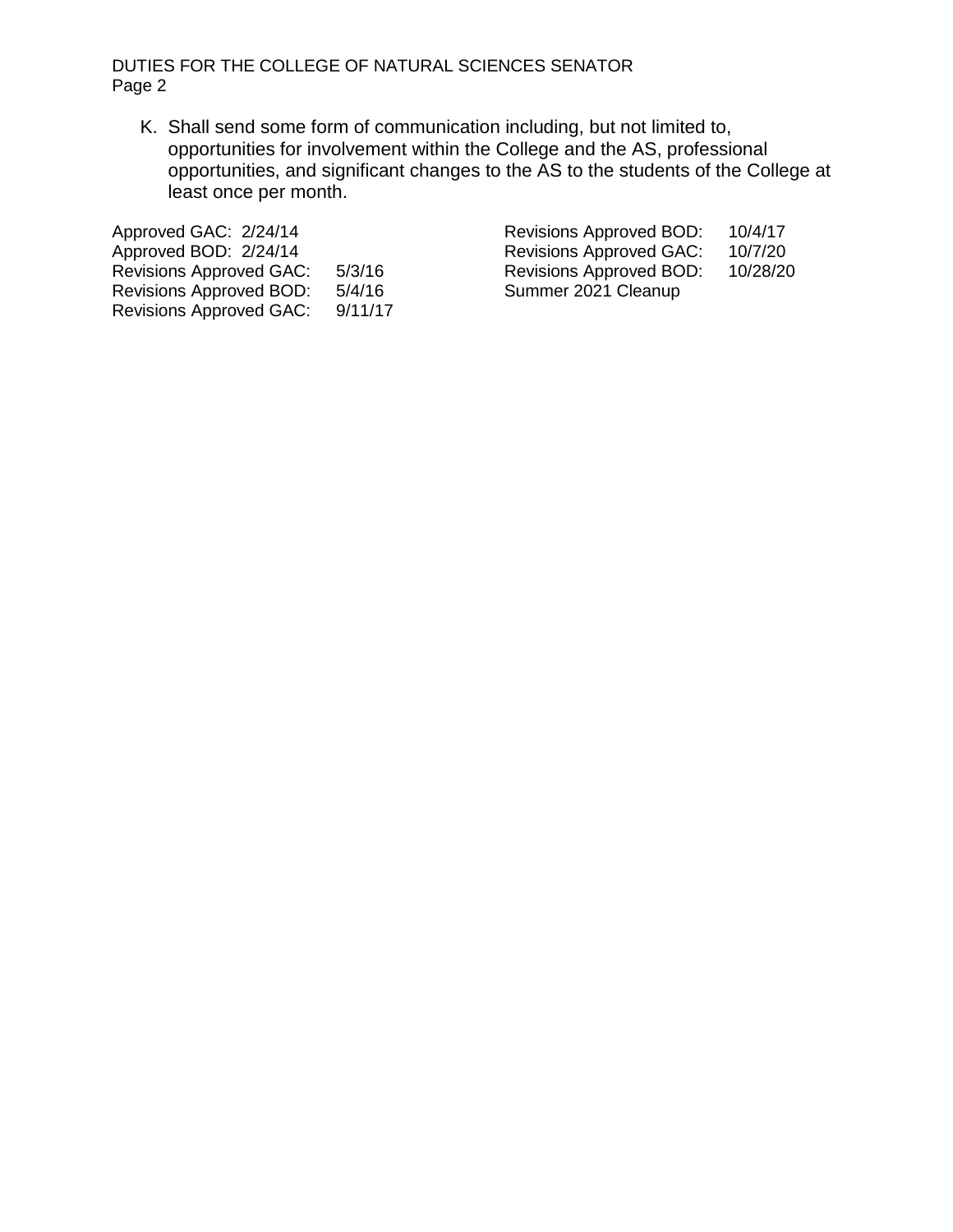K. Shall send some form of communication including, but not limited to, opportunities for involvement within the College and the AS, professional opportunities, and significant changes to the AS to the students of the College at least once per month.

Approved GAC: 2/24/14
Approved BOD: 2/24/14
Revisions Approved GAC: 5/3/16
Revisions Approved BOD: 5/4/16
Revisions Approved GAC: 9/11/17
Revisions Approved BOD: 10/4/17
Revisions Approved GAC: 10/7/20
Revisions Approved BOD: 10/28/20
Summer 2021 Cleanup